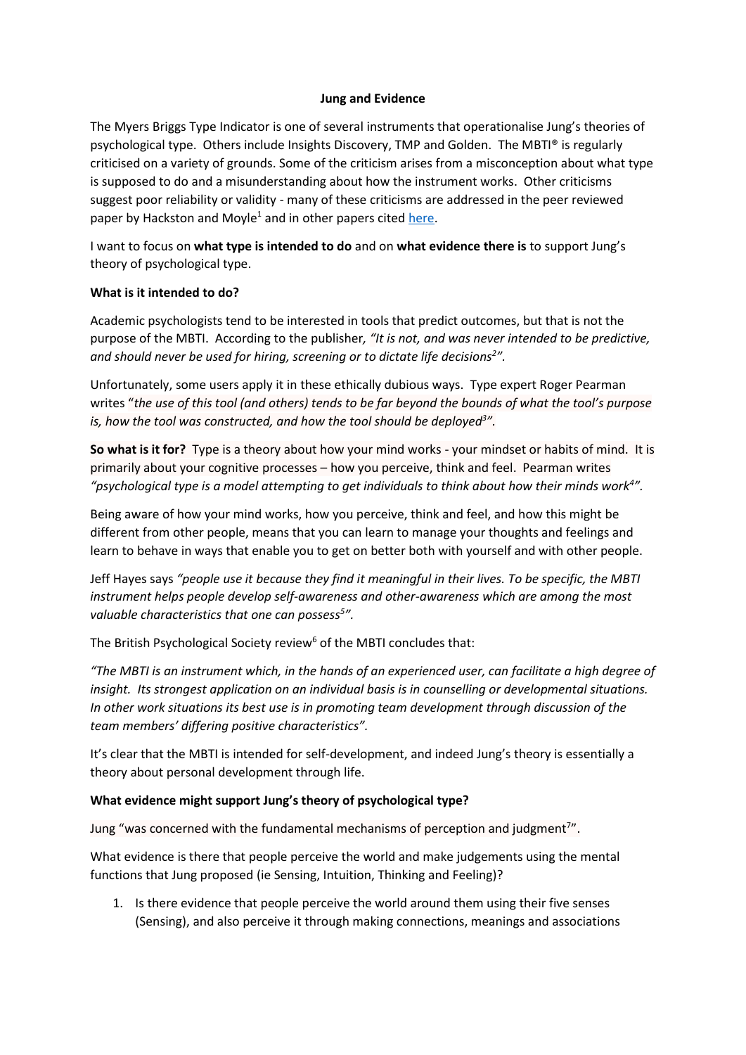# Jung and Evidence

The Myers Briggs Type Indicator is one of several instruments that operationalise Jung's theories of psychological type. Others include Insights Discovery, TMP and Golden. The MBTI® is regularly criticised on a variety of grounds. Some of the criticism arises from a misconception about what type is supposed to do and a misunderstanding about how the instrument works. Other criticisms suggest poor reliability or validity - many of these criticisms are addressed in the peer reviewed paper by Hackston and Moyle[1] and in other papers cited here.

I want to focus on **what type is intended to do** and on **what evidence there is** to support Jung's theory of psychological type.

**What is it intended to do?**

Academic psychologists tend to be interested in tools that predict outcomes, but that is not the purpose of the MBTI. According to the publisher*, "It is not, and was never intended to be predictive, and should never be used for hiring, screening or to dictate life decisions[2]".*

Unfortunately, some users apply it in these ethically dubious ways. Type expert Roger Pearman writes "*the use of this tool (and others) tends to be far beyond the bounds of what the tool's purpose is, how the tool was constructed, and how the tool should be deployed[3]"*.

**So what is it for?** Type is a theory about how your mind works - your mindset or habits of mind. It is primarily about your cognitive processes – how you perceive, think and feel. Pearman writes *"psychological type is a model attempting to get individuals to think about how their minds work[4]".*

Being aware of how your mind works, how you perceive, think and feel, and how this might be different from other people, means that you can learn to manage your thoughts and feelings and learn to behave in ways that enable you to get on better both with yourself and with other people.

Jeff Hayes says *"people use it because they find it meaningful in their lives. To be specific, the MBTI instrument helps people develop self-awareness and other-awareness which are among the most valuable characteristics that one can possess[5]".*

The British Psychological Society review[6] of the MBTI concludes that:

*"The MBTI is an instrument which, in the hands of an experienced user, can facilitate a high degree of insight. Its strongest application on an individual basis is in counselling or developmental situations. In other work situations its best use is in promoting team development through discussion of the team members' differing positive characteristics".*

It's clear that the MBTI is intended for self-development, and indeed Jung's theory is essentially a theory about personal development through life.

**What evidence might support Jung's theory of psychological type?**

Jung "was concerned with the fundamental mechanisms of perception and judgment[7]".

What evidence is there that people perceive the world and make judgements using the mental functions that Jung proposed (ie Sensing, Intuition, Thinking and Feeling)?

1. Is there evidence that people perceive the world around them using their five senses (Sensing), and also perceive it through making connections, meanings and associations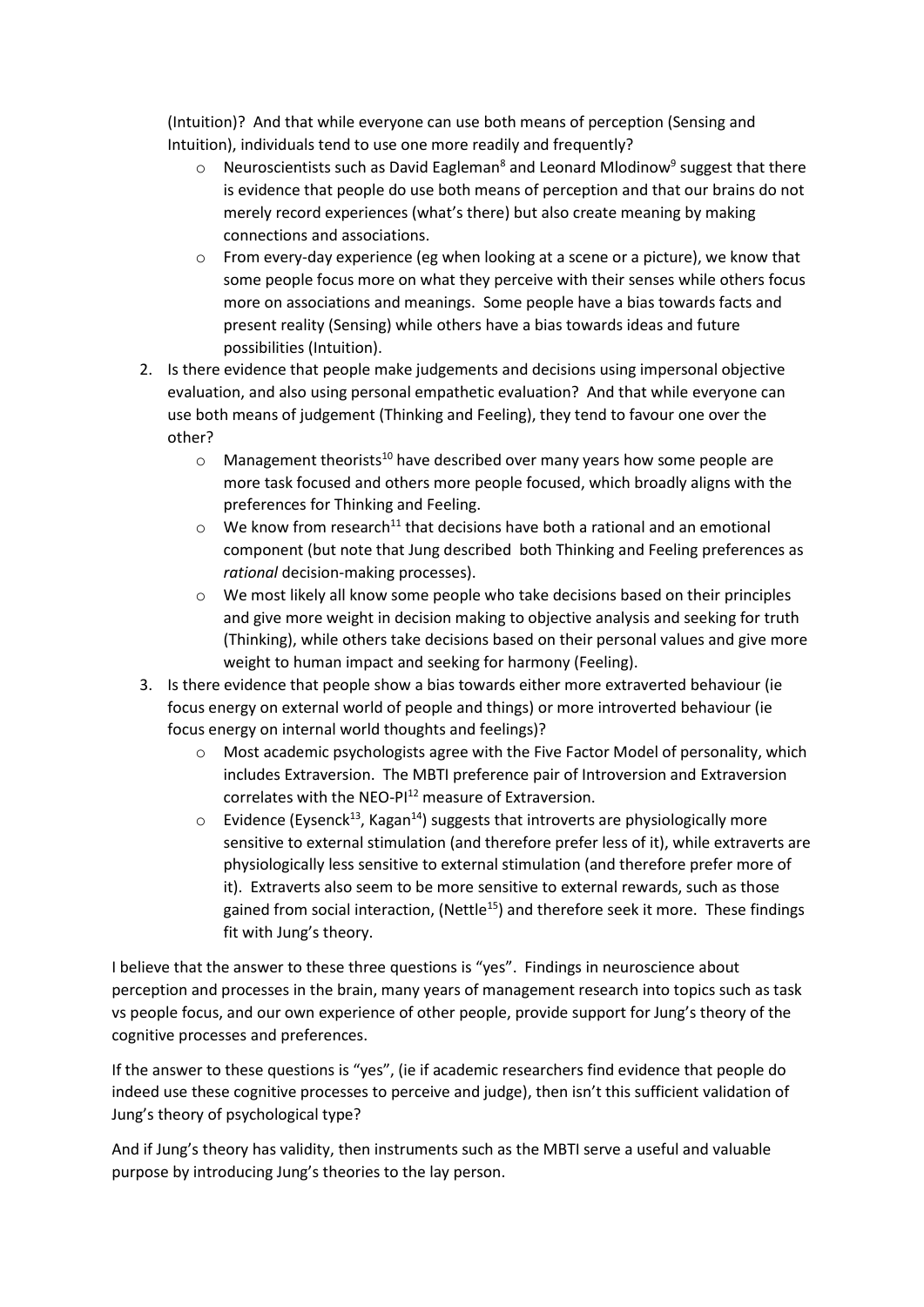(Intuition)? And that while everyone can use both means of perception (Sensing and Intuition), individuals tend to use one more readily and frequently?

- Neuroscientists such as David Eagleman[8] and Leonard Mlodinow[9] suggest that there is evidence that people do use both means of perception and that our brains do not merely record experiences (what's there) but also create meaning by making connections and associations.
- From every-day experience (eg when looking at a scene or a picture), we know that some people focus more on what they perceive with their senses while others focus more on associations and meanings. Some people have a bias towards facts and present reality (Sensing) while others have a bias towards ideas and future possibilities (Intuition).

2. Is there evidence that people make judgements and decisions using impersonal objective evaluation, and also using personal empathetic evaluation? And that while everyone can use both means of judgement (Thinking and Feeling), they tend to favour one over the other?
   - Management theorists[10] have described over many years how some people are more task focused and others more people focused, which broadly aligns with the preferences for Thinking and Feeling.
   - We know from research[11] that decisions have both a rational and an emotional component (but note that Jung described both Thinking and Feeling preferences as *rational* decision-making processes).
   - We most likely all know some people who take decisions based on their principles and give more weight in decision making to objective analysis and seeking for truth (Thinking), while others take decisions based on their personal values and give more weight to human impact and seeking for harmony (Feeling).
3. Is there evidence that people show a bias towards either more extraverted behaviour (ie focus energy on external world of people and things) or more introverted behaviour (ie focus energy on internal world thoughts and feelings)?
   - Most academic psychologists agree with the Five Factor Model of personality, which includes Extraversion. The MBTI preference pair of Introversion and Extraversion correlates with the NEO-PI[12] measure of Extraversion.
   - Evidence (Eysenck[13], Kagan[14]) suggests that introverts are physiologically more sensitive to external stimulation (and therefore prefer less of it), while extraverts are physiologically less sensitive to external stimulation (and therefore prefer more of it). Extraverts also seem to be more sensitive to external rewards, such as those gained from social interaction, (Nettle[15]) and therefore seek it more. These findings fit with Jung's theory.

I believe that the answer to these three questions is "yes". Findings in neuroscience about perception and processes in the brain, many years of management research into topics such as task vs people focus, and our own experience of other people, provide support for Jung's theory of the cognitive processes and preferences.

If the answer to these questions is "yes", (ie if academic researchers find evidence that people do indeed use these cognitive processes to perceive and judge), then isn't this sufficient validation of Jung's theory of psychological type?

And if Jung's theory has validity, then instruments such as the MBTI serve a useful and valuable purpose by introducing Jung's theories to the lay person.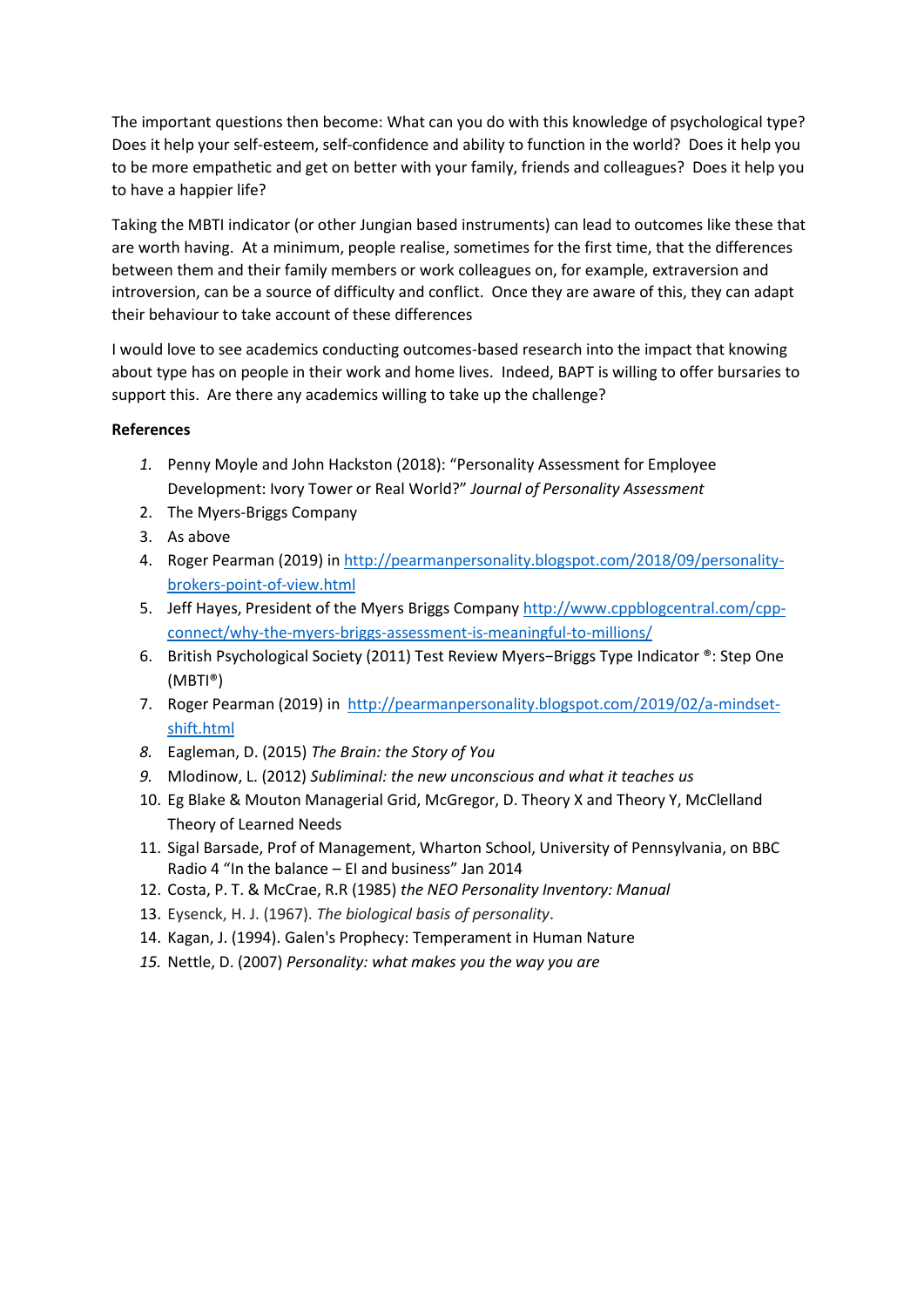The important questions then become: What can you do with this knowledge of psychological type? Does it help your self-esteem, self-confidence and ability to function in the world? Does it help you to be more empathetic and get on better with your family, friends and colleagues? Does it help you to have a happier life?

Taking the MBTI indicator (or other Jungian based instruments) can lead to outcomes like these that are worth having. At a minimum, people realise, sometimes for the first time, that the differences between them and their family members or work colleagues on, for example, extraversion and introversion, can be a source of difficulty and conflict. Once they are aware of this, they can adapt their behaviour to take account of these differences

I would love to see academics conducting outcomes-based research into the impact that knowing about type has on people in their work and home lives. Indeed, BAPT is willing to offer bursaries to support this. Are there any academics willing to take up the challenge?

**References**

1. Penny Moyle and John Hackston (2018): "Personality Assessment for Employee Development: Ivory Tower or Real World?" *Journal of Personality Assessment*
2. The Myers-Briggs Company
3. As above
4. Roger Pearman (2019) in [http://pearmanpersonality.blogspot.com/2018/09/personality-brokers-point-of-view.html](http://pearmanpersonality.blogspot.com/2018/09/personality-brokers-point-of-view.html)
5. Jeff Hayes, President of the Myers Briggs Company [http://www.cppblogcentral.com/cpp-connect/why-the-myers-briggs-assessment-is-meaningful-to-millions/](http://www.cppblogcentral.com/cpp-connect/why-the-myers-briggs-assessment-is-meaningful-to-millions/)
6. British Psychological Society (2011) Test Review Myers−Briggs Type Indicator ®: Step One (MBTI®)
7. Roger Pearman (2019) in [http://pearmanpersonality.blogspot.com/2019/02/a-mindset-shift.html](http://pearmanpersonality.blogspot.com/2019/02/a-mindset-shift.html)
8. Eagleman, D. (2015) *The Brain: the Story of You*
9. Mlodinow, L. (2012) *Subliminal: the new unconscious and what it teaches us*
10. Eg Blake & Mouton Managerial Grid, McGregor, D. Theory X and Theory Y, McClelland Theory of Learned Needs
11. Sigal Barsade, Prof of Management, Wharton School, University of Pennsylvania, on BBC Radio 4 "In the balance – EI and business" Jan 2014
12. Costa, P. T. & McCrae, R.R (1985) *the NEO Personality Inventory: Manual*
13. Eysenck, H. J. (1967). *The biological basis of personality*.
14. Kagan, J. (1994). Galen's Prophecy: Temperament in Human Nature
15. Nettle, D. (2007) *Personality: what makes you the way you are*